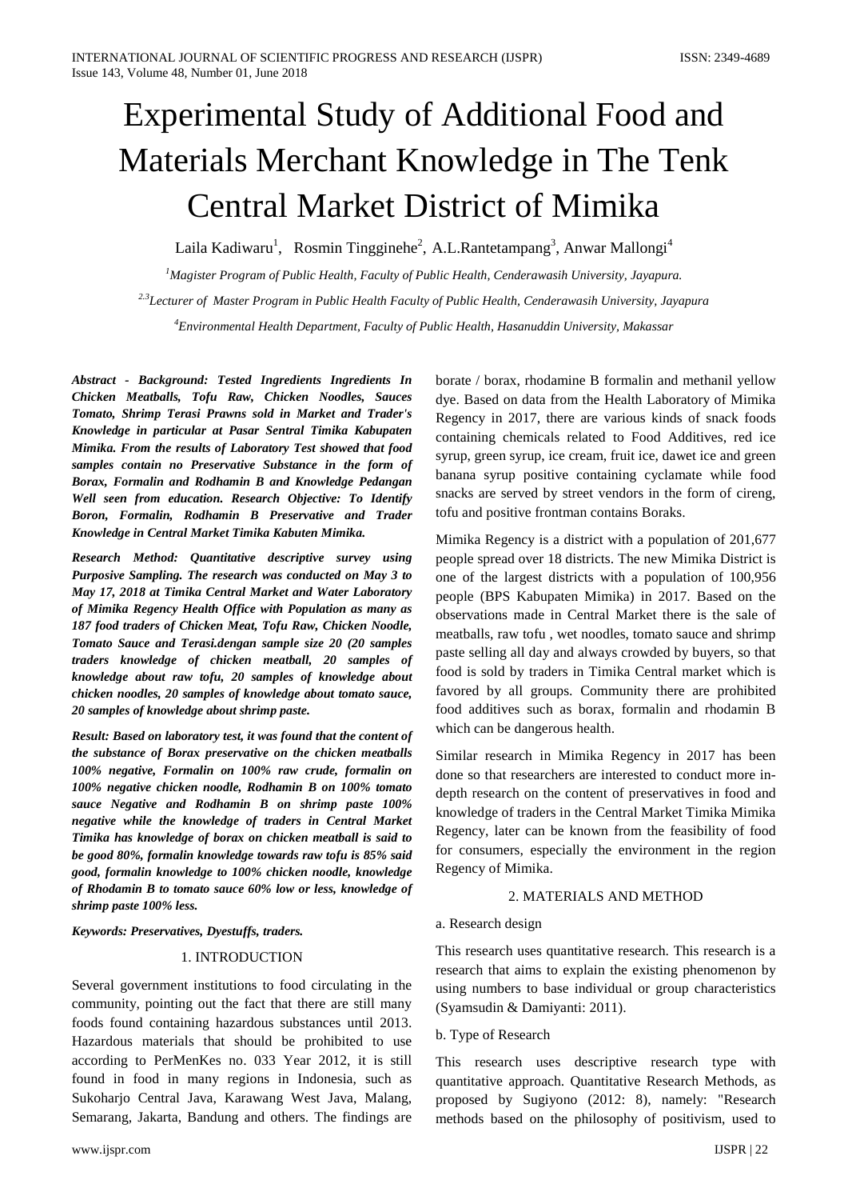# Experimental Study of Additional Food and Materials Merchant Knowledge in The Tenk Central Market District of Mimika

Laila Kadiwaru[1], Rosmin Tingginehe[2], A.L.Rantetampang[3], Anwar Mallongi[4]

[1]*Magister Program of Public Health, Faculty of Public Health, Cenderawasih University, Jayapura.*

[2,3]*Lecturer of Master Program in Public Health Faculty of Public Health, Cenderawasih University, Jayapura*

[4]*Environmental Health Department, Faculty of Public Health, Hasanuddin University, Makassar*

***Abstract - Background: Tested Ingredients Ingredients In Chicken Meatballs, Tofu Raw, Chicken Noodles, Sauces Tomato, Shrimp Terasi Prawns sold in Market and Trader's Knowledge in particular at Pasar Sentral Timika Kabupaten Mimika. From the results of Laboratory Test showed that food samples contain no Preservative Substance in the form of Borax, Formalin and Rodhamin B and Knowledge Pedangan Well seen from education. Research Objective: To Identify Boron, Formalin, Rodhamin B Preservative and Trader Knowledge in Central Market Timika Kabuten Mimika.***

***Research Method: Quantitative descriptive survey using Purposive Sampling. The research was conducted on May 3 to May 17, 2018 at Timika Central Market and Water Laboratory of Mimika Regency Health Office with Population as many as 187 food traders of Chicken Meat, Tofu Raw, Chicken Noodle, Tomato Sauce and Terasi.dengan sample size 20 (20 samples traders knowledge of chicken meatball, 20 samples of knowledge about raw tofu, 20 samples of knowledge about chicken noodles, 20 samples of knowledge about tomato sauce, 20 samples of knowledge about shrimp paste.***

***Result: Based on laboratory test, it was found that the content of the substance of Borax preservative on the chicken meatballs 100% negative, Formalin on 100% raw crude, formalin on 100% negative chicken noodle, Rodhamin B on 100% tomato sauce Negative and Rodhamin B on shrimp paste 100% negative while the knowledge of traders in Central Market Timika has knowledge of borax on chicken meatball is said to be good 80%, formalin knowledge towards raw tofu is 85% said good, formalin knowledge to 100% chicken noodle, knowledge of Rhodamin B to tomato sauce 60% low or less, knowledge of shrimp paste 100% less.***

***Keywords: Preservatives, Dyestuffs, traders.***

## 1. INTRODUCTION

Several government institutions to food circulating in the community, pointing out the fact that there are still many foods found containing hazardous substances until 2013. Hazardous materials that should be prohibited to use according to PerMenKes no. 033 Year 2012, it is still found in food in many regions in Indonesia, such as Sukoharjo Central Java, Karawang West Java, Malang, Semarang, Jakarta, Bandung and others. The findings are borate / borax, rhodamine B formalin and methanil yellow dye. Based on data from the Health Laboratory of Mimika Regency in 2017, there are various kinds of snack foods containing chemicals related to Food Additives, red ice syrup, green syrup, ice cream, fruit ice, dawet ice and green banana syrup positive containing cyclamate while food snacks are served by street vendors in the form of cireng, tofu and positive frontman contains Boraks.

Mimika Regency is a district with a population of 201,677 people spread over 18 districts. The new Mimika District is one of the largest districts with a population of 100,956 people (BPS Kabupaten Mimika) in 2017. Based on the observations made in Central Market there is the sale of meatballs, raw tofu , wet noodles, tomato sauce and shrimp paste selling all day and always crowded by buyers, so that food is sold by traders in Timika Central market which is favored by all groups. Community there are prohibited food additives such as borax, formalin and rhodamin B which can be dangerous health.

Similar research in Mimika Regency in 2017 has been done so that researchers are interested to conduct more in-depth research on the content of preservatives in food and knowledge of traders in the Central Market Timika Mimika Regency, later can be known from the feasibility of food for consumers, especially the environment in the region Regency of Mimika.

## 2. MATERIALS AND METHOD

a. Research design

This research uses quantitative research. This research is a research that aims to explain the existing phenomenon by using numbers to base individual or group characteristics (Syamsudin & Damiyanti: 2011).

b. Type of Research

This research uses descriptive research type with quantitative approach. Quantitative Research Methods, as proposed by Sugiyono (2012: 8), namely: "Research methods based on the philosophy of positivism, used to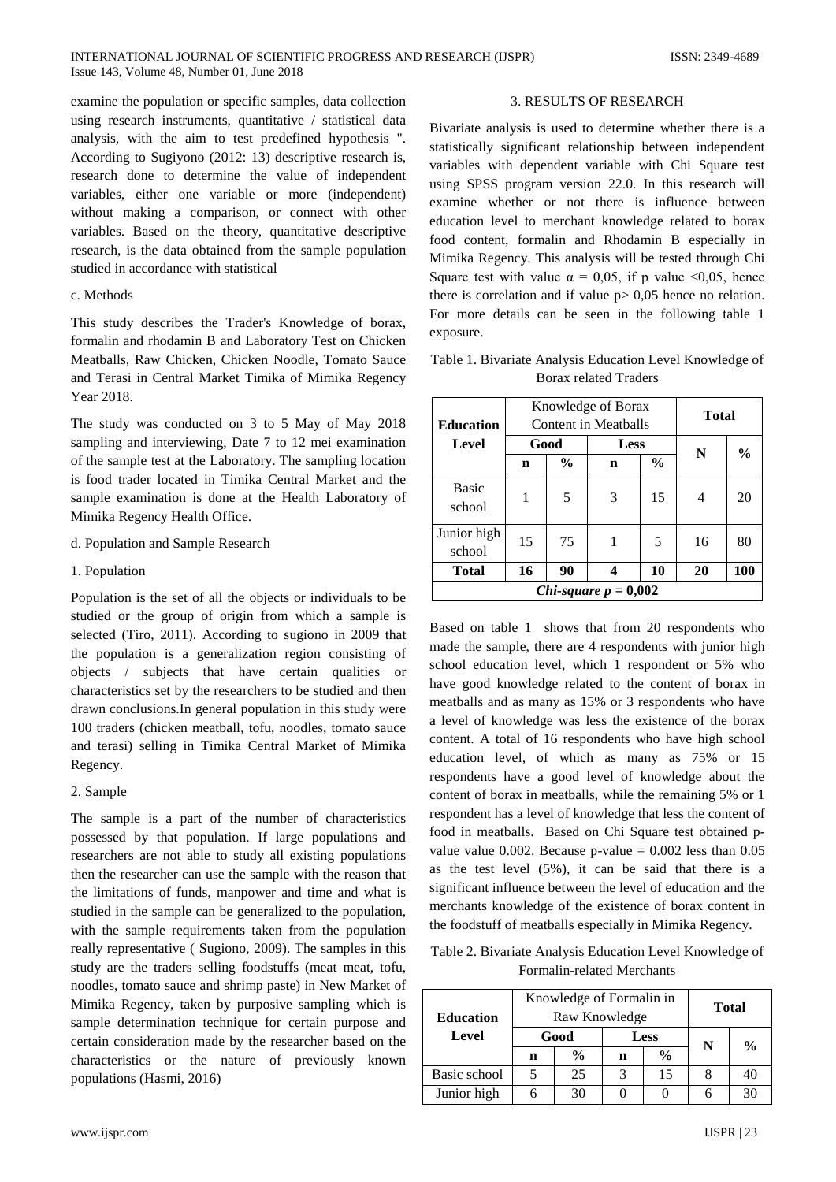examine the population or specific samples, data collection using research instruments, quantitative / statistical data analysis, with the aim to test predefined hypothesis ". According to Sugiyono (2012: 13) descriptive research is, research done to determine the value of independent variables, either one variable or more (independent) without making a comparison, or connect with other variables. Based on the theory, quantitative descriptive research, is the data obtained from the sample population studied in accordance with statistical

c. Methods

This study describes the Trader's Knowledge of borax, formalin and rhodamin B and Laboratory Test on Chicken Meatballs, Raw Chicken, Chicken Noodle, Tomato Sauce and Terasi in Central Market Timika of Mimika Regency Year 2018.

The study was conducted on 3 to 5 May of May 2018 sampling and interviewing, Date 7 to 12 mei examination of the sample test at the Laboratory. The sampling location is food trader located in Timika Central Market and the sample examination is done at the Health Laboratory of Mimika Regency Health Office.

d. Population and Sample Research

1. Population

Population is the set of all the objects or individuals to be studied or the group of origin from which a sample is selected (Tiro, 2011). According to sugiono in 2009 that the population is a generalization region consisting of objects / subjects that have certain qualities or characteristics set by the researchers to be studied and then drawn conclusions.In general population in this study were 100 traders (chicken meatball, tofu, noodles, tomato sauce and terasi) selling in Timika Central Market of Mimika Regency.

2. Sample

The sample is a part of the number of characteristics possessed by that population. If large populations and researchers are not able to study all existing populations then the researcher can use the sample with the reason that the limitations of funds, manpower and time and what is studied in the sample can be generalized to the population, with the sample requirements taken from the population really representative ( Sugiono, 2009). The samples in this study are the traders selling foodstuffs (meat meat, tofu, noodles, tomato sauce and shrimp paste) in New Market of Mimika Regency, taken by purposive sampling which is sample determination technique for certain purpose and certain consideration made by the researcher based on the characteristics or the nature of previously known populations (Hasmi, 2016)

## 3. RESULTS OF RESEARCH

Bivariate analysis is used to determine whether there is a statistically significant relationship between independent variables with dependent variable with Chi Square test using SPSS program version 22.0. In this research will examine whether or not there is influence between education level to merchant knowledge related to borax food content, formalin and Rhodamin B especially in Mimika Regency. This analysis will be tested through Chi Square test with value $\alpha = 0,05$, if p value $<0,05$, hence there is correlation and if value $p > 0,05$ hence no relation. For more details can be seen in the following table 1 exposure.

Table 1. Bivariate Analysis Education Level Knowledge of Borax related Traders

| Education Level | Knowledge of Borax Content in Meatballs | | | | Total | |
|---|---|---|---|---|---|---|
| | Good | | Less | | N | % |
| | n | % | n | % | | |
| Basic school | 1 | 5 | 3 | 15 | 4 | 20 |
| Junior high school | 15 | 75 | 1 | 5 | 16 | 80 |
| **Total** | **16** | **90** | **4** | **10** | **20** | **100** |
| ***Chi-square p = 0,002*** | | | | | | |

Based on table 1 shows that from 20 respondents who made the sample, there are 4 respondents with junior high school education level, which 1 respondent or 5% who have good knowledge related to the content of borax in meatballs and as many as 15% or 3 respondents who have a level of knowledge was less the existence of the borax content. A total of 16 respondents who have high school education level, of which as many as 75% or 15 respondents have a good level of knowledge about the content of borax in meatballs, while the remaining 5% or 1 respondent has a level of knowledge that less the content of food in meatballs. Based on Chi Square test obtained p-value value 0.002. Because p-value = 0.002 less than 0.05 as the test level (5%), it can be said that there is a significant influence between the level of education and the merchants knowledge of the existence of borax content in the foodstuff of meatballs especially in Mimika Regency.

Table 2. Bivariate Analysis Education Level Knowledge of Formalin-related Merchants

| Education Level | Knowledge of Formalin in Raw Knowledge | | | | Total | |
|---|---|---|---|---|---|---|
| | Good | | Less | | N | % |
| | n | % | n | % | | |
| Basic school | 5 | 25 | 3 | 15 | 8 | 40 |
| Junior high | 6 | 30 | 0 | 0 | 6 | 30 |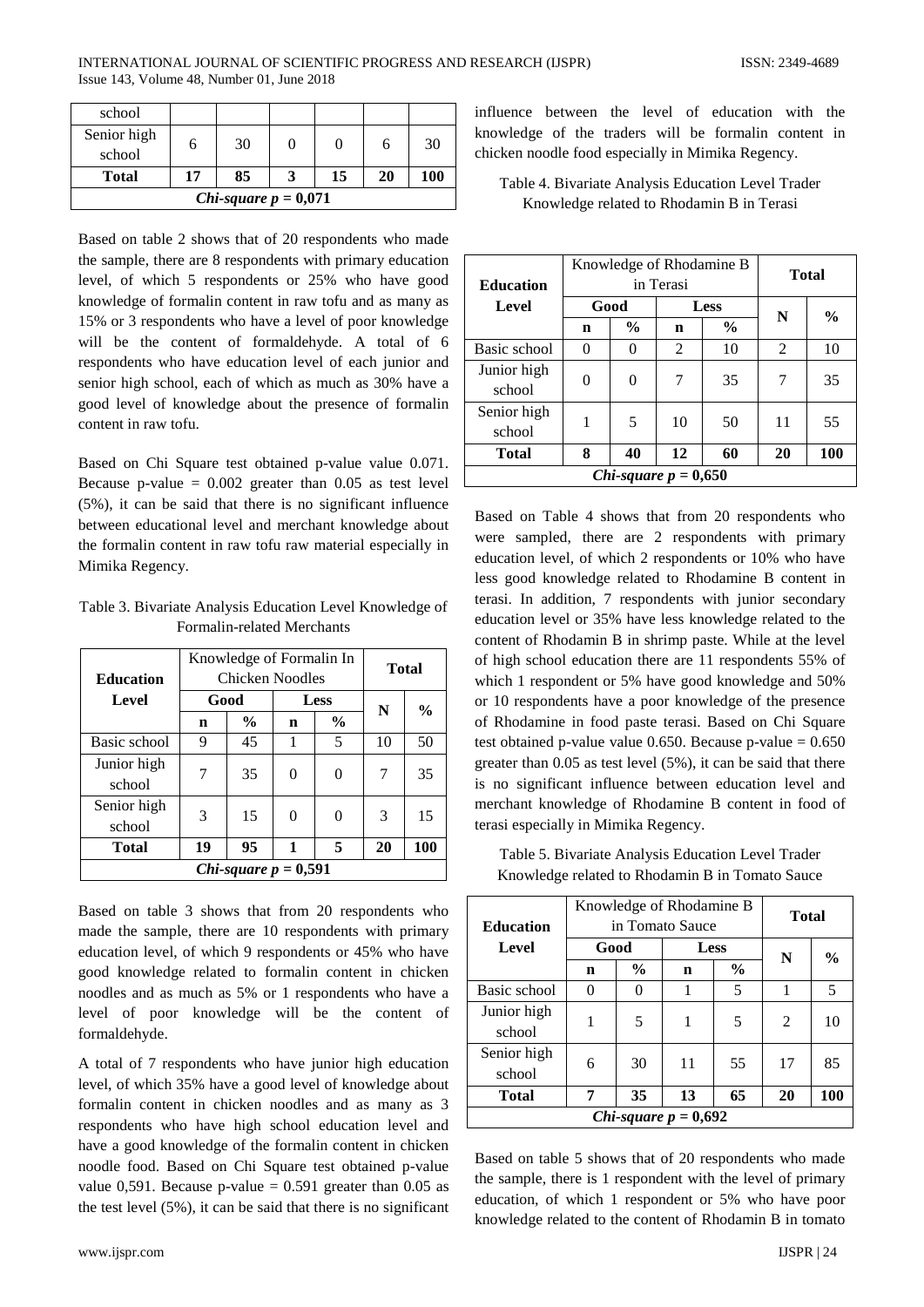| school | | | | | | |
|---|---|---|---|---|---|---|
| Senior high school | 6 | 30 | 0 | 0 | 6 | 30 |
| **Total** | **17** | **85** | **3** | **15** | **20** | **100** |
| ***Chi-square p = 0,071*** | | | | | | |

Based on table 2 shows that of 20 respondents who made the sample, there are 8 respondents with primary education level, of which 5 respondents or 25% who have good knowledge of formalin content in raw tofu and as many as 15% or 3 respondents who have a level of poor knowledge will be the content of formaldehyde. A total of 6 respondents who have education level of each junior and senior high school, each of which as much as 30% have a good level of knowledge about the presence of formalin content in raw tofu.

Based on Chi Square test obtained p-value value 0.071. Because p-value = 0.002 greater than 0.05 as test level (5%), it can be said that there is no significant influence between educational level and merchant knowledge about the formalin content in raw tofu raw material especially in Mimika Regency.

Table 3. Bivariate Analysis Education Level Knowledge of Formalin-related Merchants

| Education Level | Knowledge of Formalin In Chicken Noodles | | | | Total | |
|---|---|---|---|---|---|---|
| | Good | | Less | | N | % |
| | n | % | n | % | | |
| Basic school | 9 | 45 | 1 | 5 | 10 | 50 |
| Junior high school | 7 | 35 | 0 | 0 | 7 | 35 |
| Senior high school | 3 | 15 | 0 | 0 | 3 | 15 |
| **Total** | **19** | **95** | **1** | **5** | **20** | **100** |
| ***Chi-square p = 0,591*** | | | | | | |

Based on table 3 shows that from 20 respondents who made the sample, there are 10 respondents with primary education level, of which 9 respondents or 45% who have good knowledge related to formalin content in chicken noodles and as much as 5% or 1 respondents who have a level of poor knowledge will be the content of formaldehyde.

A total of 7 respondents who have junior high education level, of which 35% have a good level of knowledge about formalin content in chicken noodles and as many as 3 respondents who have high school education level and have a good knowledge of the formalin content in chicken noodle food. Based on Chi Square test obtained p-value value 0,591. Because p-value = 0.591 greater than 0.05 as the test level (5%), it can be said that there is no significant influence between the level of education with the knowledge of the traders will be formalin content in chicken noodle food especially in Mimika Regency.

Table 4. Bivariate Analysis Education Level Trader Knowledge related to Rhodamin B in Terasi

| Education Level | Knowledge of Rhodamine B in Terasi | | | | Total | |
|---|---|---|---|---|---|---|
| | Good | | Less | | N | % |
| | n | % | n | % | | |
| Basic school | 0 | 0 | 2 | 10 | 2 | 10 |
| Junior high school | 0 | 0 | 7 | 35 | 7 | 35 |
| Senior high school | 1 | 5 | 10 | 50 | 11 | 55 |
| **Total** | **8** | **40** | **12** | **60** | **20** | **100** |
| ***Chi-square p = 0,650*** | | | | | | |

Based on Table 4 shows that from 20 respondents who were sampled, there are 2 respondents with primary education level, of which 2 respondents or 10% who have less good knowledge related to Rhodamine B content in terasi. In addition, 7 respondents with junior secondary education level or 35% have less knowledge related to the content of Rhodamin B in shrimp paste. While at the level of high school education there are 11 respondents 55% of which 1 respondent or 5% have good knowledge and 50% or 10 respondents have a poor knowledge of the presence of Rhodamine in food paste terasi. Based on Chi Square test obtained p-value value 0.650. Because p-value = 0.650 greater than 0.05 as test level (5%), it can be said that there is no significant influence between education level and merchant knowledge of Rhodamine B content in food of terasi especially in Mimika Regency.

Table 5. Bivariate Analysis Education Level Trader Knowledge related to Rhodamin B in Tomato Sauce

| Education Level | Knowledge of Rhodamine B in Tomato Sauce | | | | Total | |
|---|---|---|---|---|---|---|
| | Good | | Less | | N | % |
| | n | % | n | % | | |
| Basic school | 0 | 0 | 1 | 5 | 1 | 5 |
| Junior high school | 1 | 5 | 1 | 5 | 2 | 10 |
| Senior high school | 6 | 30 | 11 | 55 | 17 | 85 |
| **Total** | **7** | **35** | **13** | **65** | **20** | **100** |
| ***Chi-square p = 0,692*** | | | | | | |

Based on table 5 shows that of 20 respondents who made the sample, there is 1 respondent with the level of primary education, of which 1 respondent or 5% who have poor knowledge related to the content of Rhodamin B in tomato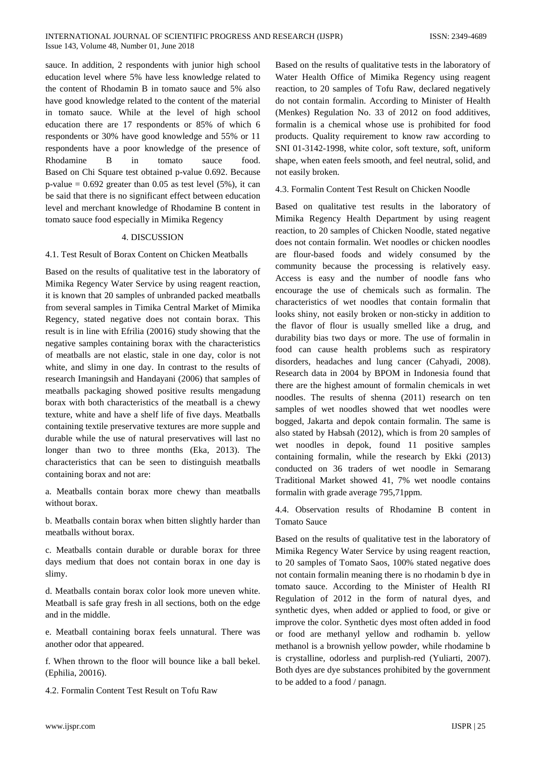sauce. In addition, 2 respondents with junior high school education level where 5% have less knowledge related to the content of Rhodamin B in tomato sauce and 5% also have good knowledge related to the content of the material in tomato sauce. While at the level of high school education there are 17 respondents or 85% of which 6 respondents or 30% have good knowledge and 55% or 11 respondents have a poor knowledge of the presence of Rhodamine B in tomato sauce food. Based on Chi Square test obtained p-value 0.692. Because p-value = 0.692 greater than 0.05 as test level (5%), it can be said that there is no significant effect between education level and merchant knowledge of Rhodamine B content in tomato sauce food especially in Mimika Regency

## 4. DISCUSSION

### 4.1. Test Result of Borax Content on Chicken Meatballs

Based on the results of qualitative test in the laboratory of Mimika Regency Water Service by using reagent reaction, it is known that 20 samples of unbranded packed meatballs from several samples in Timika Central Market of Mimika Regency, stated negative does not contain borax. This result is in line with Efrilia (20016) study showing that the negative samples containing borax with the characteristics of meatballs are not elastic, stale in one day, color is not white, and slimy in one day. In contrast to the results of research Imaningsih and Handayani (2006) that samples of meatballs packaging showed positive results mengadung borax with both characteristics of the meatball is a chewy texture, white and have a shelf life of five days. Meatballs containing textile preservative textures are more supple and durable while the use of natural preservatives will last no longer than two to three months (Eka, 2013). The characteristics that can be seen to distinguish meatballs containing borax and not are:

a. Meatballs contain borax more chewy than meatballs without borax.

b. Meatballs contain borax when bitten slightly harder than meatballs without borax.

c. Meatballs contain durable or durable borax for three days medium that does not contain borax in one day is slimy.

d. Meatballs contain borax color look more uneven white. Meatball is safe gray fresh in all sections, both on the edge and in the middle.

e. Meatball containing borax feels unnatural. There was another odor that appeared.

f. When thrown to the floor will bounce like a ball bekel. (Ephilia, 20016).

### 4.2. Formalin Content Test Result on Tofu Raw

Based on the results of qualitative tests in the laboratory of Water Health Office of Mimika Regency using reagent reaction, to 20 samples of Tofu Raw, declared negatively do not contain formalin. According to Minister of Health (Menkes) Regulation No. 33 of 2012 on food additives, formalin is a chemical whose use is prohibited for food products. Quality requirement to know raw according to SNI 01-3142-1998, white color, soft texture, soft, uniform shape, when eaten feels smooth, and feel neutral, solid, and not easily broken.

### 4.3. Formalin Content Test Result on Chicken Noodle

Based on qualitative test results in the laboratory of Mimika Regency Health Department by using reagent reaction, to 20 samples of Chicken Noodle, stated negative does not contain formalin. Wet noodles or chicken noodles are flour-based foods and widely consumed by the community because the processing is relatively easy. Access is easy and the number of noodle fans who encourage the use of chemicals such as formalin. The characteristics of wet noodles that contain formalin that looks shiny, not easily broken or non-sticky in addition to the flavor of flour is usually smelled like a drug, and durability bias two days or more. The use of formalin in food can cause health problems such as respiratory disorders, headaches and lung cancer (Cahyadi, 2008). Research data in 2004 by BPOM in Indonesia found that there are the highest amount of formalin chemicals in wet noodles. The results of shenna (2011) research on ten samples of wet noodles showed that wet noodles were bogged, Jakarta and depok contain formalin. The same is also stated by Habsah (2012), which is from 20 samples of wet noodles in depok, found 11 positive samples containing formalin, while the research by Ekki (2013) conducted on 36 traders of wet noodle in Semarang Traditional Market showed 41, 7% wet noodle contains formalin with grade average 795,71ppm.

### 4.4. Observation results of Rhodamine B content in Tomato Sauce

Based on the results of qualitative test in the laboratory of Mimika Regency Water Service by using reagent reaction, to 20 samples of Tomato Saos, 100% stated negative does not contain formalin meaning there is no rhodamin b dye in tomato sauce. According to the Minister of Health RI Regulation of 2012 in the form of natural dyes, and synthetic dyes, when added or applied to food, or give or improve the color. Synthetic dyes most often added in food or food are methanyl yellow and rodhamin b. yellow methanol is a brownish yellow powder, while rhodamine b is crystalline, odorless and purplish-red (Yuliarti, 2007). Both dyes are dye substances prohibited by the government to be added to a food / panagn.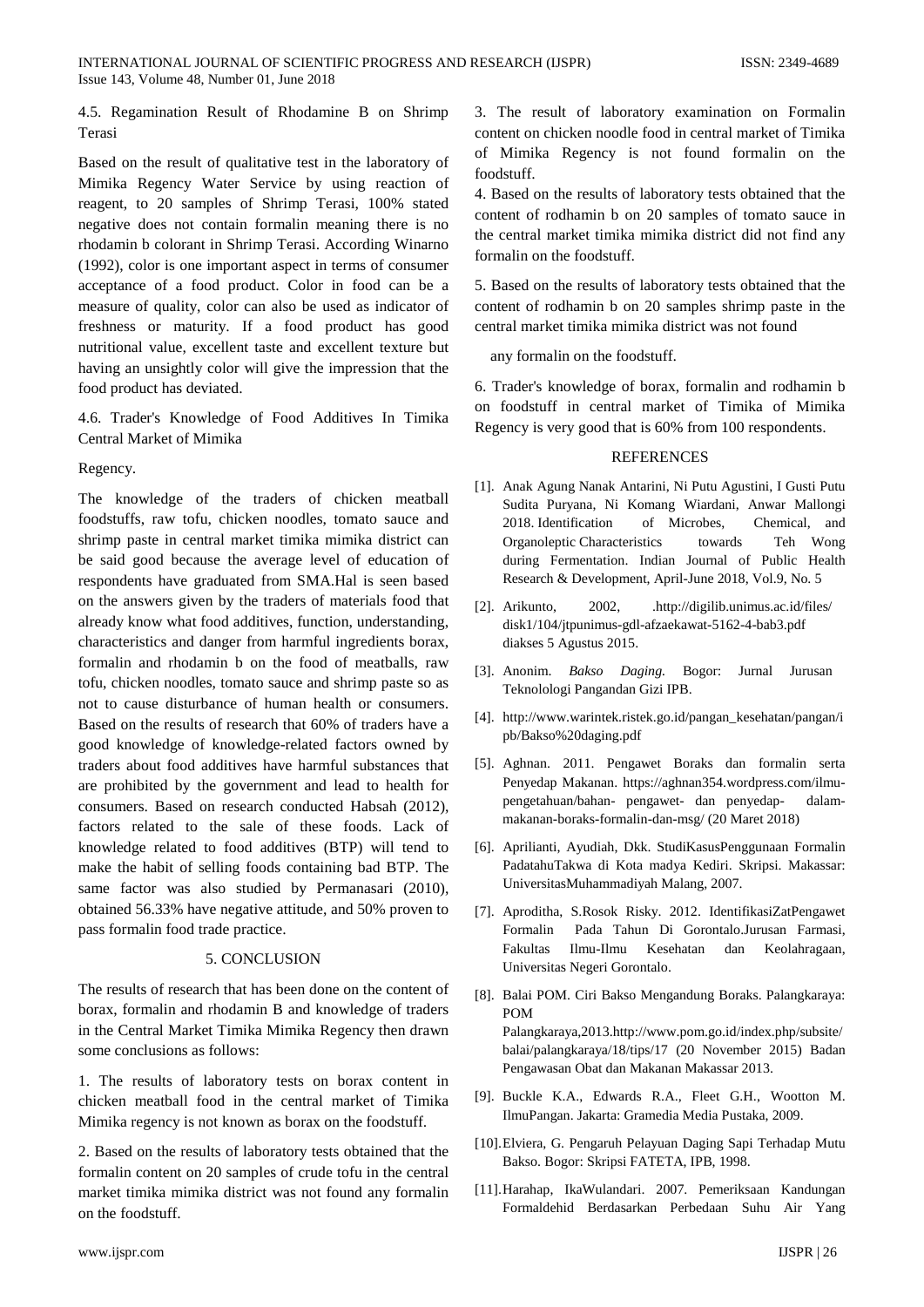### 4.5. Regamination Result of Rhodamine B on Shrimp Terasi

Based on the result of qualitative test in the laboratory of Mimika Regency Water Service by using reaction of reagent, to 20 samples of Shrimp Terasi, 100% stated negative does not contain formalin meaning there is no rhodamin b colorant in Shrimp Terasi. According Winarno (1992), color is one important aspect in terms of consumer acceptance of a food product. Color in food can be a measure of quality, color can also be used as indicator of freshness or maturity. If a food product has good nutritional value, excellent taste and excellent texture but having an unsightly color will give the impression that the food product has deviated.

### 4.6. Trader's Knowledge of Food Additives In Timika Central Market of Mimika

Regency.

The knowledge of the traders of chicken meatball foodstuffs, raw tofu, chicken noodles, tomato sauce and shrimp paste in central market timika mimika district can be said good because the average level of education of respondents have graduated from SMA.Hal is seen based on the answers given by the traders of materials food that already know what food additives, function, understanding, characteristics and danger from harmful ingredients borax, formalin and rhodamin b on the food of meatballs, raw tofu, chicken noodles, tomato sauce and shrimp paste so as not to cause disturbance of human health or consumers. Based on the results of research that 60% of traders have a good knowledge of knowledge-related factors owned by traders about food additives have harmful substances that are prohibited by the government and lead to health for consumers. Based on research conducted Habsah (2012), factors related to the sale of these foods. Lack of knowledge related to food additives (BTP) will tend to make the habit of selling foods containing bad BTP. The same factor was also studied by Permanasari (2010), obtained 56.33% have negative attitude, and 50% proven to pass formalin food trade practice.

## 5. CONCLUSION

The results of research that has been done on the content of borax, formalin and rhodamin B and knowledge of traders in the Central Market Timika Mimika Regency then drawn some conclusions as follows:

1. The results of laboratory tests on borax content in chicken meatball food in the central market of Timika Mimika regency is not known as borax on the foodstuff.

2. Based on the results of laboratory tests obtained that the formalin content on 20 samples of crude tofu in the central market timika mimika district was not found any formalin on the foodstuff.

3. The result of laboratory examination on Formalin content on chicken noodle food in central market of Timika of Mimika Regency is not found formalin on the foodstuff.

4. Based on the results of laboratory tests obtained that the content of rodhamin b on 20 samples of tomato sauce in the central market timika mimika district did not find any formalin on the foodstuff.

5. Based on the results of laboratory tests obtained that the content of rodhamin b on 20 samples shrimp paste in the central market timika mimika district was not found

any formalin on the foodstuff.

6. Trader's knowledge of borax, formalin and rodhamin b on foodstuff in central market of Timika of Mimika Regency is very good that is 60% from 100 respondents.

## REFERENCES

[1]. Anak Agung Nanak Antarini, Ni Putu Agustini, I Gusti Putu Sudita Puryana, Ni Komang Wiardani, Anwar Mallongi 2018. Identification of Microbes, Chemical, and Organoleptic Characteristics towards Teh Wong during Fermentation. Indian Journal of Public Health Research & Development, April-June 2018, Vol.9, No. 5

[2]. Arikunto, 2002, .http://digilib.unimus.ac.id/files/ disk1/104/jtpunimus-gdl-afzaekawat-5162-4-bab3.pdf diakses 5 Agustus 2015.

[3]. Anonim. *Bakso Daging.* Bogor: Jurnal Jurusan Teknolologi Pangandan Gizi IPB.

[4]. http://www.warintek.ristek.go.id/pangan_kesehatan/pangan/ipb/Bakso%20daging.pdf

[5]. Aghnan. 2011. Pengawet Boraks dan formalin serta Penyedap Makanan. https://aghnan354.wordpress.com/ilmu-pengetahuan/bahan- pengawet- dan penyedap- dalam-makanan-boraks-formalin-dan-msg/ (20 Maret 2018)

[6]. Aprilianti, Ayudiah, Dkk. StudiKasusPenggunaan Formalin PadatahuTakwa di Kota madya Kediri. Skripsi. Makassar: UniversitasMuhammadiyah Malang, 2007.

[7]. Aproditha, S.Rosok Risky. 2012. IdentifikasiZatPengawet Formalin Pada Tahun Di Gorontalo.Jurusan Farmasi, Fakultas Ilmu-Ilmu Kesehatan dan Keolahragaan, Universitas Negeri Gorontalo.

[8]. Balai POM. Ciri Bakso Mengandung Boraks. Palangkaraya: POM Palangkaraya,2013.http://www.pom.go.id/index.php/subsite/balai/palangkaraya/18/tips/17 (20 November 2015) Badan Pengawasan Obat dan Makanan Makassar 2013.

[9]. Buckle K.A., Edwards R.A., Fleet G.H., Wootton M. IlmuPangan. Jakarta: Gramedia Media Pustaka, 2009.

[10]. Elviera, G. Pengaruh Pelayuan Daging Sapi Terhadap Mutu Bakso. Bogor: Skripsi FATETA, IPB, 1998.

[11]. Harahap, IkaWulandari. 2007. Pemeriksaan Kandungan Formaldehid Berdasarkan Perbedaan Suhu Air Yang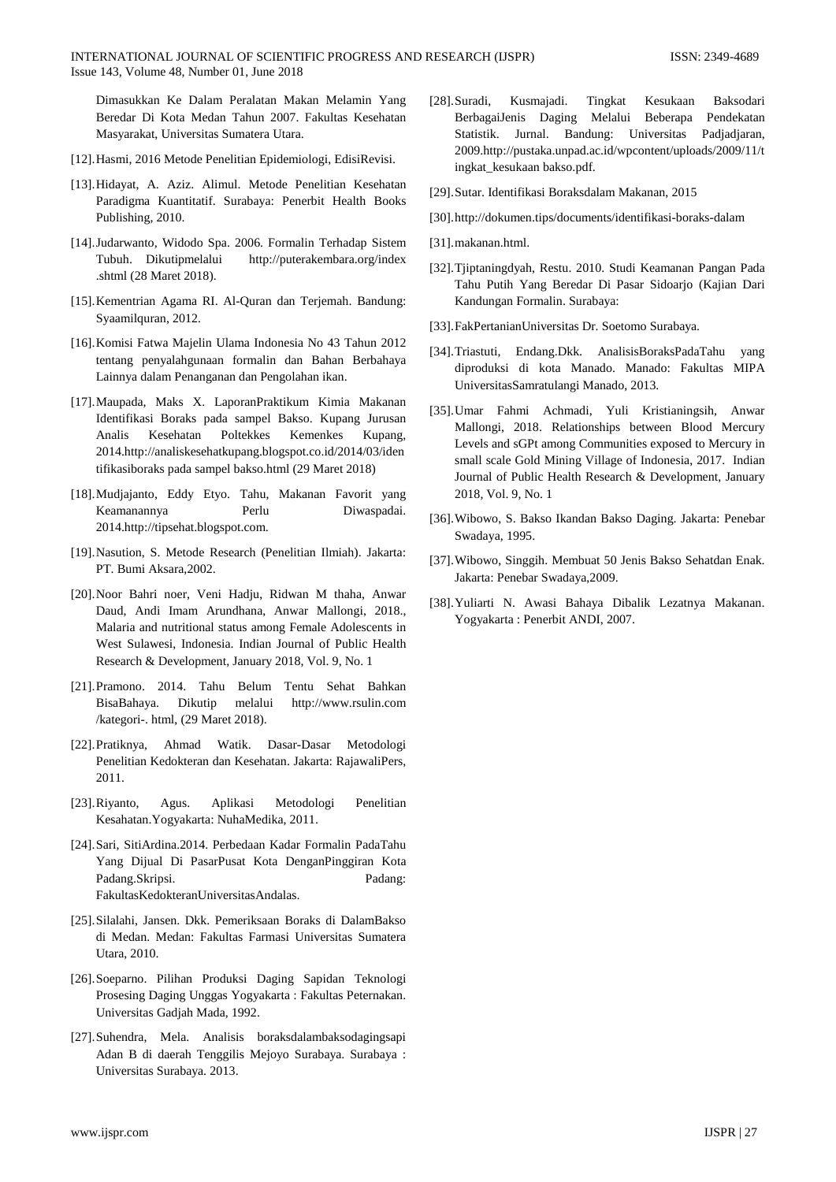Dimasukkan Ke Dalam Peralatan Makan Melamin Yang Beredar Di Kota Medan Tahun 2007. Fakultas Kesehatan Masyarakat, Universitas Sumatera Utara.

[12]. Hasmi, 2016 Metode Penelitian Epidemiologi, EdisiRevisi.

[13]. Hidayat, A. Aziz. Alimul. Metode Penelitian Kesehatan Paradigma Kuantitatif. Surabaya: Penerbit Health Books Publishing, 2010.

[14]. Judarwanto, Widodo Spa. 2006. Formalin Terhadap Sistem Tubuh. Dikutipmelalui http://puterakembara.org/index .shtml (28 Maret 2018).

[15]. Kementrian Agama RI. Al-Quran dan Terjemah. Bandung: Syaamilquran, 2012.

[16]. Komisi Fatwa Majelin Ulama Indonesia No 43 Tahun 2012 tentang penyalahgunaan formalin dan Bahan Berbahaya Lainnya dalam Penanganan dan Pengolahan ikan.

[17]. Maupada, Maks X. LaporanPraktikum Kimia Makanan Identifikasi Boraks pada sampel Bakso. Kupang Jurusan Analis Kesehatan Poltekkes Kemenkes Kupang, 2014.http://analiskesehatkupang.blogspot.co.id/2014/03/identifikasiboraks pada sampel bakso.html (29 Maret 2018)

[18]. Mudjajanto, Eddy Etyo. Tahu, Makanan Favorit yang Keamanannya Perlu Diwaspadai. 2014.http://tipsehat.blogspot.com.

[19]. Nasution, S. Metode Research (Penelitian Ilmiah). Jakarta: PT. Bumi Aksara,2002.

[20]. Noor Bahri noer, Veni Hadju, Ridwan M thaha, Anwar Daud, Andi Imam Arundhana, Anwar Mallongi, 2018., Malaria and nutritional status among Female Adolescents in West Sulawesi, Indonesia. Indian Journal of Public Health Research & Development, January 2018, Vol. 9, No. 1

[21]. Pramono. 2014. Tahu Belum Tentu Sehat Bahkan BisaBahaya. Dikutip melalui http://www.rsulin.com /kategori-. html, (29 Maret 2018).

[22]. Pratiknya, Ahmad Watik. Dasar-Dasar Metodologi Penelitian Kedokteran dan Kesehatan. Jakarta: RajawaliPers, 2011.

[23]. Riyanto, Agus. Aplikasi Metodologi Penelitian Kesahatan.Yogyakarta: NuhaMedika, 2011.

[24]. Sari, SitiArdina.2014. Perbedaan Kadar Formalin PadaTahu Yang Dijual Di PasarPusat Kota DenganPinggiran Kota Padang.Skripsi. Padang: FakultasKedokteranUniversitasAndalas.

[25]. Silalahi, Jansen. Dkk. Pemeriksaan Boraks di DalamBakso di Medan. Medan: Fakultas Farmasi Universitas Sumatera Utara, 2010.

[26]. Soeparno. Pilihan Produksi Daging Sapidan Teknologi Prosesing Daging Unggas Yogyakarta : Fakultas Peternakan. Universitas Gadjah Mada, 1992.

[27]. Suhendra, Mela. Analisis boraksdalambaksodagingsapi Adan B di daerah Tenggilis Mejoyo Surabaya. Surabaya : Universitas Surabaya. 2013.

[28]. Suradi, Kusmajadi. Tingkat Kesukaan Baksodari BerbagaiJenis Daging Melalui Beberapa Pendekatan Statistik. Jurnal. Bandung: Universitas Padjadjaran, 2009.http://pustaka.unpad.ac.id/wpcontent/uploads/2009/11/tingkat_kesukaan bakso.pdf.

[29]. Sutar. Identifikasi Boraksdalam Makanan, 2015

[30]. http://dokumen.tips/documents/identifikasi-boraks-dalam

[31]. makanan.html.

[32]. Tjiptaningdyah, Restu. 2010. Studi Keamanan Pangan Pada Tahu Putih Yang Beredar Di Pasar Sidoarjo (Kajian Dari Kandungan Formalin. Surabaya:

[33]. FakPertanianUniversitas Dr. Soetomo Surabaya.

[34]. Triastuti, Endang.Dkk. AnalisisBoraksPadaTahu yang diproduksi di kota Manado. Manado: Fakultas MIPA UniversitasSamratulangi Manado, 2013.

[35]. Umar Fahmi Achmadi, Yuli Kristianingsih, Anwar Mallongi, 2018. Relationships between Blood Mercury Levels and sGPt among Communities exposed to Mercury in small scale Gold Mining Village of Indonesia, 2017. Indian Journal of Public Health Research & Development, January 2018, Vol. 9, No. 1

[36]. Wibowo, S. Bakso Ikandan Bakso Daging. Jakarta: Penebar Swadaya, 1995.

[37]. Wibowo, Singgih. Membuat 50 Jenis Bakso Sehatdan Enak. Jakarta: Penebar Swadaya,2009.

[38]. Yuliarti N. Awasi Bahaya Dibalik Lezatnya Makanan. Yogyakarta : Penerbit ANDI, 2007.